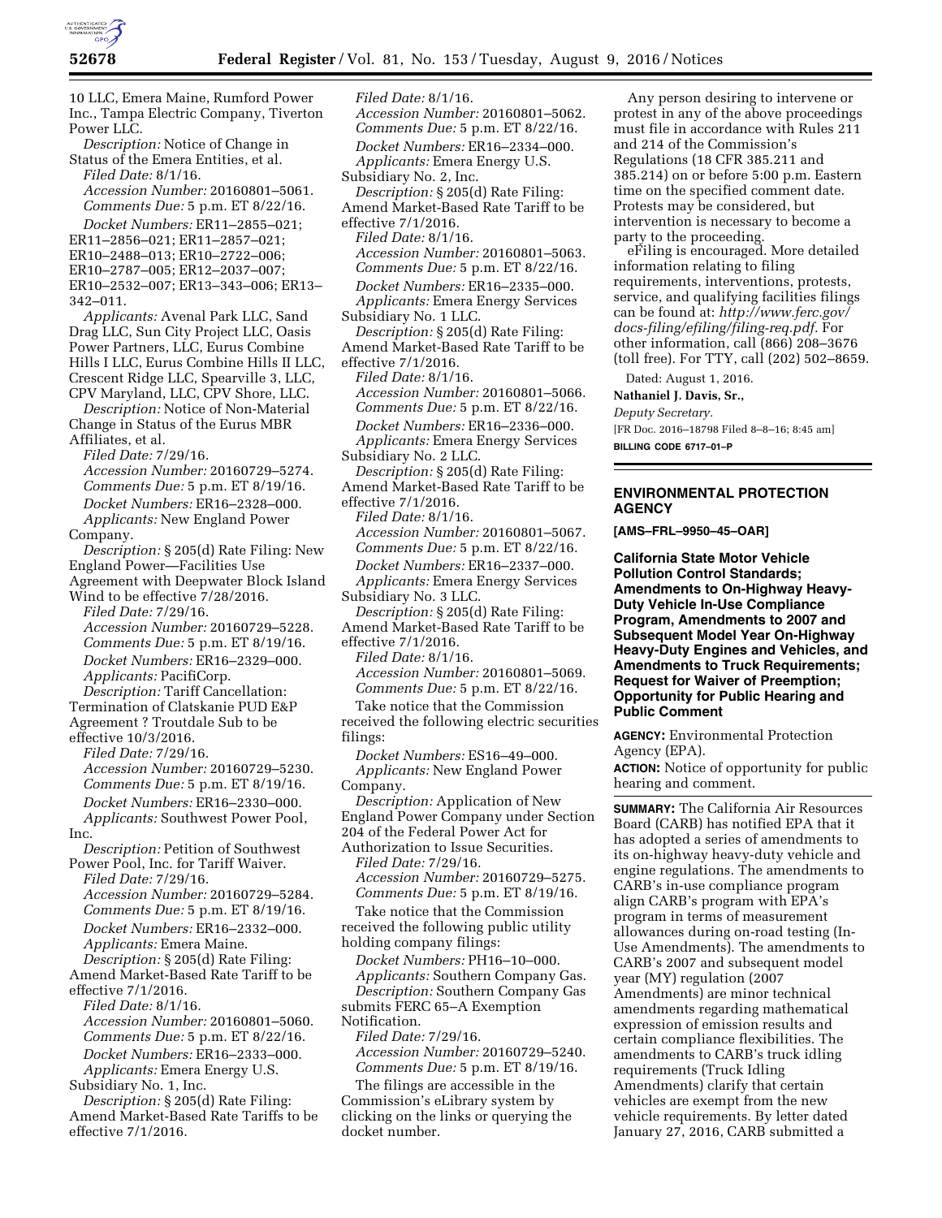10 LLC, Emera Maine, Rumford Power Inc., Tampa Electric Company, Tiverton Power LLC.

*Description:* Notice of Change in Status of the Emera Entities, et al.

*Filed Date:* 8/1/16.

*Accession Number:* 20160801–5061.

*Comments Due:* 5 p.m. ET 8/22/16.

*Docket Numbers:* ER11–2855–021; ER11–2856–021; ER11–2857–021; ER10–2488–013; ER10–2722–006; ER10–2787–005; ER12–2037–007; ER10–2532–007; ER13–343–006; ER13–342–011.

*Applicants:* Avenal Park LLC, Sand Drag LLC, Sun City Project LLC, Oasis Power Partners, LLC, Eurus Combine Hills I LLC, Eurus Combine Hills II LLC, Crescent Ridge LLC, Spearville 3, LLC, CPV Maryland, LLC, CPV Shore, LLC.

*Description:* Notice of Non-Material Change in Status of the Eurus MBR Affiliates, et al.

*Filed Date:* 7/29/16.

*Accession Number:* 20160729–5274.

*Comments Due:* 5 p.m. ET 8/19/16.

*Docket Numbers:* ER16–2328–000.

*Applicants:* New England Power Company.

*Description:* § 205(d) Rate Filing: New England Power—Facilities Use Agreement with Deepwater Block Island Wind to be effective 7/28/2016.

*Filed Date:* 7/29/16.

*Accession Number:* 20160729–5228.

*Comments Due:* 5 p.m. ET 8/19/16.

*Docket Numbers:* ER16–2329–000.

*Applicants:* PacifiCorp.

*Description:* Tariff Cancellation: Termination of Clatskanie PUD E&P Agreement ? Troutdale Sub to be effective 10/3/2016.

*Filed Date:* 7/29/16.

*Accession Number:* 20160729–5230.

*Comments Due:* 5 p.m. ET 8/19/16.

*Docket Numbers:* ER16–2330–000.

*Applicants:* Southwest Power Pool, Inc.

*Description:* Petition of Southwest Power Pool, Inc. for Tariff Waiver.

*Filed Date:* 7/29/16.

*Accession Number:* 20160729–5284.

*Comments Due:* 5 p.m. ET 8/19/16.

*Docket Numbers:* ER16–2332–000.

*Applicants:* Emera Maine.

*Description:* § 205(d) Rate Filing: Amend Market-Based Rate Tariff to be effective 7/1/2016.

*Filed Date:* 8/1/16.

*Accession Number:* 20160801–5060.

*Comments Due:* 5 p.m. ET 8/22/16.

*Docket Numbers:* ER16–2333–000.

*Applicants:* Emera Energy U.S. Subsidiary No. 1, Inc.

*Description:* § 205(d) Rate Filing: Amend Market-Based Rate Tariffs to be effective 7/1/2016.

*Filed Date:* 8/1/16.

*Accession Number:* 20160801–5062.

*Comments Due:* 5 p.m. ET 8/22/16.

*Docket Numbers:* ER16–2334–000.

*Applicants:* Emera Energy U.S. Subsidiary No. 2, Inc.

*Description:* § 205(d) Rate Filing: Amend Market-Based Rate Tariff to be effective 7/1/2016.

*Filed Date:* 8/1/16.

*Accession Number:* 20160801–5063.

*Comments Due:* 5 p.m. ET 8/22/16.

*Docket Numbers:* ER16–2335–000.

*Applicants:* Emera Energy Services Subsidiary No. 1 LLC.

*Description:* § 205(d) Rate Filing: Amend Market-Based Rate Tariff to be effective 7/1/2016.

*Filed Date:* 8/1/16.

*Accession Number:* 20160801–5066.

*Comments Due:* 5 p.m. ET 8/22/16.

*Docket Numbers:* ER16–2336–000.

*Applicants:* Emera Energy Services Subsidiary No. 2 LLC.

*Description:* § 205(d) Rate Filing: Amend Market-Based Rate Tariff to be effective 7/1/2016.

*Filed Date:* 8/1/16.

*Accession Number:* 20160801–5067.

*Comments Due:* 5 p.m. ET 8/22/16.

*Docket Numbers:* ER16–2337–000.

*Applicants:* Emera Energy Services Subsidiary No. 3 LLC.

*Description:* § 205(d) Rate Filing: Amend Market-Based Rate Tariff to be effective 7/1/2016.

*Filed Date:* 8/1/16.

*Accession Number:* 20160801–5069.

*Comments Due:* 5 p.m. ET 8/22/16.

Take notice that the Commission received the following electric securities filings:

*Docket Numbers:* ES16–49–000.

*Applicants:* New England Power Company.

*Description:* Application of New England Power Company under Section 204 of the Federal Power Act for Authorization to Issue Securities.

*Filed Date:* 7/29/16.

*Accession Number:* 20160729–5275.

*Comments Due:* 5 p.m. ET 8/19/16.

Take notice that the Commission received the following public utility holding company filings:

*Docket Numbers:* PH16–10–000.

*Applicants:* Southern Company Gas.

*Description:* Southern Company Gas submits FERC 65–A Exemption Notification.

*Filed Date:* 7/29/16.

*Accession Number:* 20160729–5240.

*Comments Due:* 5 p.m. ET 8/19/16.

The filings are accessible in the Commission's eLibrary system by clicking on the links or querying the docket number.

Any person desiring to intervene or protest in any of the above proceedings must file in accordance with Rules 211 and 214 of the Commission's Regulations (18 CFR 385.211 and 385.214) on or before 5:00 p.m. Eastern time on the specified comment date. Protests may be considered, but intervention is necessary to become a party to the proceeding.

eFiling is encouraged. More detailed information relating to filing requirements, interventions, protests, service, and qualifying facilities filings can be found at: *http://www.ferc.gov/docs-filing/efiling/filing-req.pdf*. For other information, call (866) 208–3676 (toll free). For TTY, call (202) 502–8659.

Dated: August 1, 2016.

**Nathaniel J. Davis, Sr.,**

*Deputy Secretary.*

[FR Doc. 2016–18798 Filed 8–8–16; 8:45 am]

**BILLING CODE 6717–01–P**

## ENVIRONMENTAL PROTECTION AGENCY

**[AMS–FRL–9950–45–OAR]**

### California State Motor Vehicle Pollution Control Standards; Amendments to On-Highway Heavy-Duty Vehicle In-Use Compliance Program, Amendments to 2007 and Subsequent Model Year On-Highway Heavy-Duty Engines and Vehicles, and Amendments to Truck Requirements; Request for Waiver of Preemption; Opportunity for Public Hearing and Public Comment

**AGENCY:** Environmental Protection Agency (EPA).

**ACTION:** Notice of opportunity for public hearing and comment.

**SUMMARY:** The California Air Resources Board (CARB) has notified EPA that it has adopted a series of amendments to its on-highway heavy-duty vehicle and engine regulations. The amendments to CARB's in-use compliance program align CARB's program with EPA's program in terms of measurement allowances during on-road testing (In-Use Amendments). The amendments to CARB's 2007 and subsequent model year (MY) regulation (2007 Amendments) are minor technical amendments regarding mathematical expression of emission results and certain compliance flexibilities. The amendments to CARB's truck idling requirements (Truck Idling Amendments) clarify that certain vehicles are exempt from the new vehicle requirements. By letter dated January 27, 2016, CARB submitted a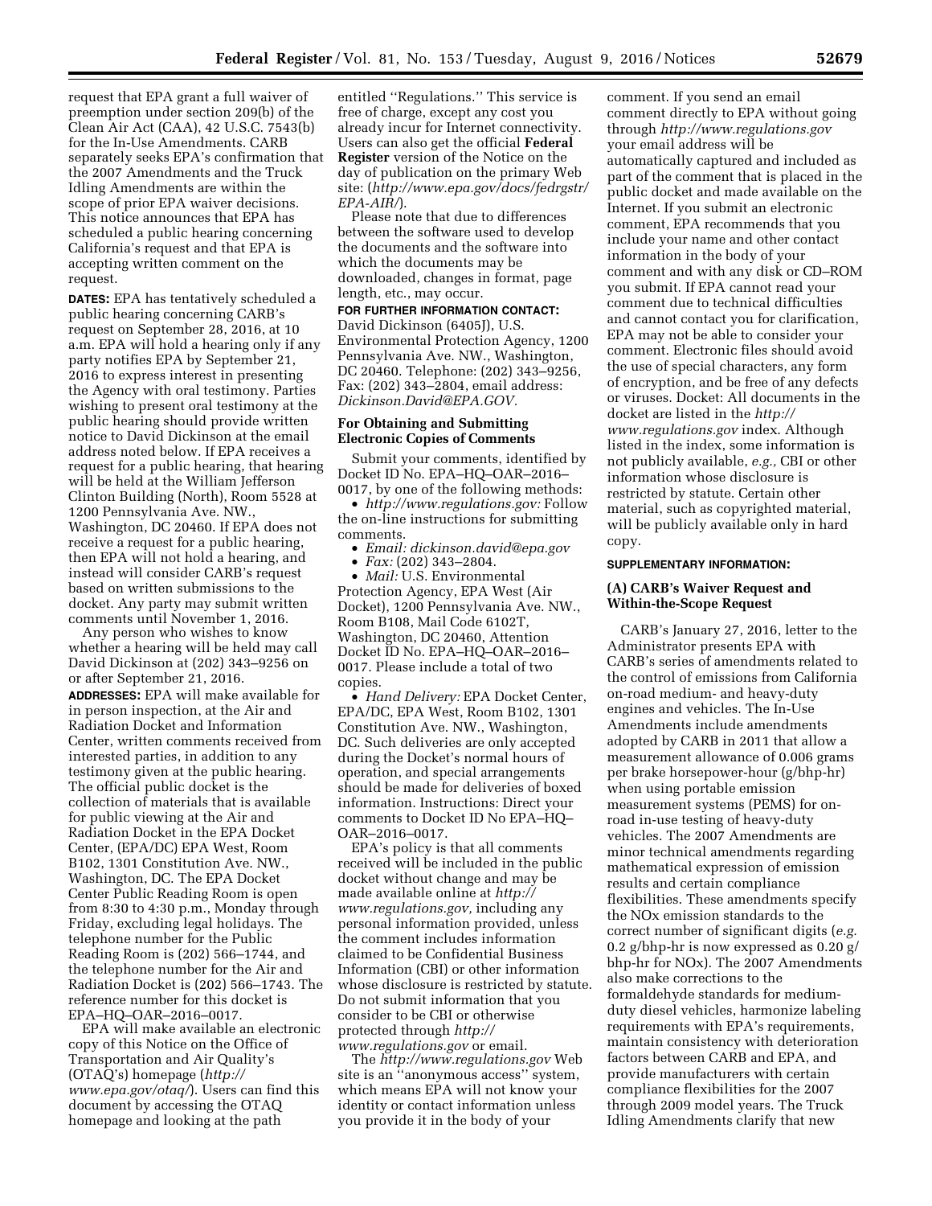request that EPA grant a full waiver of preemption under section 209(b) of the Clean Air Act (CAA), 42 U.S.C. 7543(b) for the In-Use Amendments. CARB separately seeks EPA's confirmation that the 2007 Amendments and the Truck Idling Amendments are within the scope of prior EPA waiver decisions. This notice announces that EPA has scheduled a public hearing concerning California's request and that EPA is accepting written comment on the request.

**DATES:** EPA has tentatively scheduled a public hearing concerning CARB's request on September 28, 2016, at 10 a.m. EPA will hold a hearing only if any party notifies EPA by September 21, 2016 to express interest in presenting the Agency with oral testimony. Parties wishing to present oral testimony at the public hearing should provide written notice to David Dickinson at the email address noted below. If EPA receives a request for a public hearing, that hearing will be held at the William Jefferson Clinton Building (North), Room 5528 at 1200 Pennsylvania Ave. NW., Washington, DC 20460. If EPA does not receive a request for a public hearing, then EPA will not hold a hearing, and instead will consider CARB's request based on written submissions to the docket. Any party may submit written comments until November 1, 2016.

Any person who wishes to know whether a hearing will be held may call David Dickinson at (202) 343–9256 on or after September 21, 2016.

**ADDRESSES:** EPA will make available for in person inspection, at the Air and Radiation Docket and Information Center, written comments received from interested parties, in addition to any testimony given at the public hearing. The official public docket is the collection of materials that is available for public viewing at the Air and Radiation Docket in the EPA Docket Center, (EPA/DC) EPA West, Room B102, 1301 Constitution Ave. NW., Washington, DC. The EPA Docket Center Public Reading Room is open from 8:30 to 4:30 p.m., Monday through Friday, excluding legal holidays. The telephone number for the Public Reading Room is (202) 566–1744, and the telephone number for the Air and Radiation Docket is (202) 566–1743. The reference number for this docket is EPA–HQ–OAR–2016–0017.

EPA will make available an electronic copy of this Notice on the Office of Transportation and Air Quality's (OTAQ's) homepage (*http://www.epa.gov/otaq/*). Users can find this document by accessing the OTAQ homepage and looking at the path entitled "Regulations." This service is free of charge, except any cost you already incur for Internet connectivity. Users can also get the official **Federal Register** version of the Notice on the day of publication on the primary Web site: (*http://www.epa.gov/docs/fedrgstr/EPA-AIR/*).

Please note that due to differences between the software used to develop the documents and the software into which the documents may be downloaded, changes in format, page length, etc., may occur.

**FOR FURTHER INFORMATION CONTACT:** David Dickinson (6405J), U.S. Environmental Protection Agency, 1200 Pennsylvania Ave. NW., Washington, DC 20460. Telephone: (202) 343–9256, Fax: (202) 343–2804, email address: *Dickinson.David@EPA.GOV.*

**For Obtaining and Submitting Electronic Copies of Comments**

Submit your comments, identified by Docket ID No. EPA–HQ–OAR–2016–0017, by one of the following methods:

- *http://www.regulations.gov:* Follow the on-line instructions for submitting comments.
- *Email: dickinson.david@epa.gov*
- *Fax:* (202) 343–2804.
- *Mail:* U.S. Environmental Protection Agency, EPA West (Air Docket), 1200 Pennsylvania Ave. NW., Room B108, Mail Code 6102T, Washington, DC 20460, Attention Docket ID No. EPA–HQ–OAR–2016–0017. Please include a total of two copies.
- *Hand Delivery:* EPA Docket Center, EPA/DC, EPA West, Room B102, 1301 Constitution Ave. NW., Washington, DC. Such deliveries are only accepted during the Docket's normal hours of operation, and special arrangements should be made for deliveries of boxed information. Instructions: Direct your comments to Docket ID No EPA–HQ–OAR–2016–0017.

EPA's policy is that all comments received will be included in the public docket without change and may be made available online at *http://www.regulations.gov,* including any personal information provided, unless the comment includes information claimed to be Confidential Business Information (CBI) or other information whose disclosure is restricted by statute. Do not submit information that you consider to be CBI or otherwise protected through *http://www.regulations.gov* or email.

The *http://www.regulations.gov* Web site is an "anonymous access" system, which means EPA will not know your identity or contact information unless you provide it in the body of your comment. If you send an email comment directly to EPA without going through *http://www.regulations.gov* your email address will be automatically captured and included as part of the comment that is placed in the public docket and made available on the Internet. If you submit an electronic comment, EPA recommends that you include your name and other contact information in the body of your comment and with any disk or CD–ROM you submit. If EPA cannot read your comment due to technical difficulties and cannot contact you for clarification, EPA may not be able to consider your comment. Electronic files should avoid the use of special characters, any form of encryption, and be free of any defects or viruses. Docket: All documents in the docket are listed in the *http://www.regulations.gov* index. Although listed in the index, some information is not publicly available, *e.g.,* CBI or other information whose disclosure is restricted by statute. Certain other material, such as copyrighted material, will be publicly available only in hard copy.

**SUPPLEMENTARY INFORMATION:**

**(A) CARB's Waiver Request and Within-the-Scope Request**

CARB's January 27, 2016, letter to the Administrator presents EPA with CARB's series of amendments related to the control of emissions from California on-road medium- and heavy-duty engines and vehicles. The In-Use Amendments include amendments adopted by CARB in 2011 that allow a measurement allowance of 0.006 grams per brake horsepower-hour (g/bhp-hr) when using portable emission measurement systems (PEMS) for on-road in-use testing of heavy-duty vehicles. The 2007 Amendments are minor technical amendments regarding mathematical expression of emission results and certain compliance flexibilities. These amendments specify the NOx emission standards to the correct number of significant digits (*e.g.* 0.2 g/bhp-hr is now expressed as 0.20 g/bhp-hr for NOx). The 2007 Amendments also make corrections to the formaldehyde standards for medium-duty diesel vehicles, harmonize labeling requirements with EPA's requirements, maintain consistency with deterioration factors between CARB and EPA, and provide manufacturers with certain compliance flexibilities for the 2007 through 2009 model years. The Truck Idling Amendments clarify that new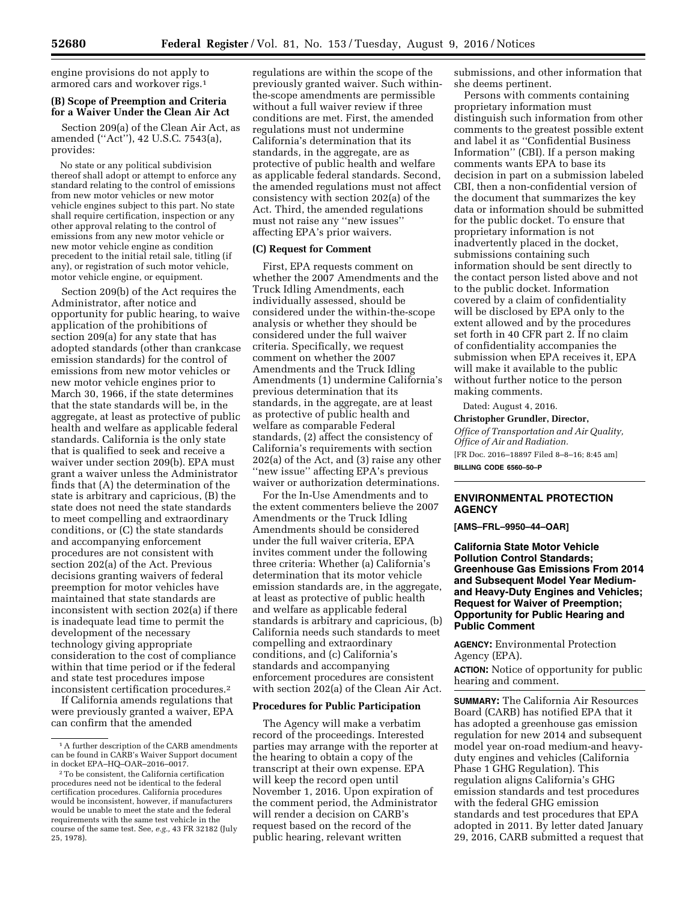engine provisions do not apply to armored cars and workover rigs.[1]

### (B) Scope of Preemption and Criteria for a Waiver Under the Clean Air Act

Section 209(a) of the Clean Air Act, as amended (''Act''), 42 U.S.C. 7543(a), provides:

> No state or any political subdivision thereof shall adopt or attempt to enforce any standard relating to the control of emissions from new motor vehicles or new motor vehicle engines subject to this part. No state shall require certification, inspection or any other approval relating to the control of emissions from any new motor vehicle or new motor vehicle engine as condition precedent to the initial retail sale, titling (if any), or registration of such motor vehicle, motor vehicle engine, or equipment.

Section 209(b) of the Act requires the Administrator, after notice and opportunity for public hearing, to waive application of the prohibitions of section 209(a) for any state that has adopted standards (other than crankcase emission standards) for the control of emissions from new motor vehicles or new motor vehicle engines prior to March 30, 1966, if the state determines that the state standards will be, in the aggregate, at least as protective of public health and welfare as applicable federal standards. California is the only state that is qualified to seek and receive a waiver under section 209(b). EPA must grant a waiver unless the Administrator finds that (A) the determination of the state is arbitrary and capricious, (B) the state does not need the state standards to meet compelling and extraordinary conditions, or (C) the state standards and accompanying enforcement procedures are not consistent with section 202(a) of the Act. Previous decisions granting waivers of federal preemption for motor vehicles have maintained that state standards are inconsistent with section 202(a) if there is inadequate lead time to permit the development of the necessary technology giving appropriate consideration to the cost of compliance within that time period or if the federal and state test procedures impose inconsistent certification procedures.[2]

If California amends regulations that were previously granted a waiver, EPA can confirm that the amended regulations are within the scope of the previously granted waiver. Such within-the-scope amendments are permissible without a full waiver review if three conditions are met. First, the amended regulations must not undermine California's determination that its standards, in the aggregate, are as protective of public health and welfare as applicable federal standards. Second, the amended regulations must not affect consistency with section 202(a) of the Act. Third, the amended regulations must not raise any ''new issues'' affecting EPA's prior waivers.

### (C) Request for Comment

First, EPA requests comment on whether the 2007 Amendments and the Truck Idling Amendments, each individually assessed, should be considered under the within-the-scope analysis or whether they should be considered under the full waiver criteria. Specifically, we request comment on whether the 2007 Amendments and the Truck Idling Amendments (1) undermine California's previous determination that its standards, in the aggregate, are at least as protective of public health and welfare as comparable Federal standards, (2) affect the consistency of California's requirements with section 202(a) of the Act, and (3) raise any other ''new issue'' affecting EPA's previous waiver or authorization determinations.

For the In-Use Amendments and to the extent commenters believe the 2007 Amendments or the Truck Idling Amendments should be considered under the full waiver criteria, EPA invites comment under the following three criteria: Whether (a) California's determination that its motor vehicle emission standards are, in the aggregate, at least as protective of public health and welfare as applicable federal standards is arbitrary and capricious, (b) California needs such standards to meet compelling and extraordinary conditions, and (c) California's standards and accompanying enforcement procedures are consistent with section 202(a) of the Clean Air Act.

### Procedures for Public Participation

The Agency will make a verbatim record of the proceedings. Interested parties may arrange with the reporter at the hearing to obtain a copy of the transcript at their own expense. EPA will keep the record open until November 1, 2016. Upon expiration of the comment period, the Administrator will render a decision on CARB's request based on the record of the public hearing, relevant written submissions, and other information that she deems pertinent.

Persons with comments containing proprietary information must distinguish such information from other comments to the greatest possible extent and label it as ''Confidential Business Information'' (CBI). If a person making comments wants EPA to base its decision in part on a submission labeled CBI, then a non-confidential version of the document that summarizes the key data or information should be submitted for the public docket. To ensure that proprietary information is not inadvertently placed in the docket, submissions containing such information should be sent directly to the contact person listed above and not to the public docket. Information covered by a claim of confidentiality will be disclosed by EPA only to the extent allowed and by the procedures set forth in 40 CFR part 2. If no claim of confidentiality accompanies the submission when EPA receives it, EPA will make it available to the public without further notice to the person making comments.

Dated: August 4, 2016.

**Christopher Grundler, Director,**

*Office of Transportation and Air Quality, Office of Air and Radiation.*

[FR Doc. 2016–18897 Filed 8–8–16; 8:45 am]

**BILLING CODE 6560–50–P**

---

[1] A further description of the CARB amendments can be found in CARB's Waiver Support document in docket EPA–HQ–OAR–2016–0017.

[2] To be consistent, the California certification procedures need not be identical to the federal certification procedures. California procedures would be inconsistent, however, if manufacturers would be unable to meet the state and the federal requirements with the same test vehicle in the course of the same test. See, *e.g.,* 43 FR 32182 (July 25, 1978).

---

## ENVIRONMENTAL PROTECTION AGENCY

**[AMS–FRL–9950–44–OAR]**

## California State Motor Vehicle Pollution Control Standards; Greenhouse Gas Emissions From 2014 and Subsequent Model Year Medium- and Heavy-Duty Engines and Vehicles; Request for Waiver of Preemption; Opportunity for Public Hearing and Public Comment

**AGENCY:** Environmental Protection Agency (EPA).

**ACTION:** Notice of opportunity for public hearing and comment.

**SUMMARY:** The California Air Resources Board (CARB) has notified EPA that it has adopted a greenhouse gas emission regulation for new 2014 and subsequent model year on-road medium-and heavy-duty engines and vehicles (California Phase 1 GHG Regulation). This regulation aligns California's GHG emission standards and test procedures with the federal GHG emission standards and test procedures that EPA adopted in 2011. By letter dated January 29, 2016, CARB submitted a request that